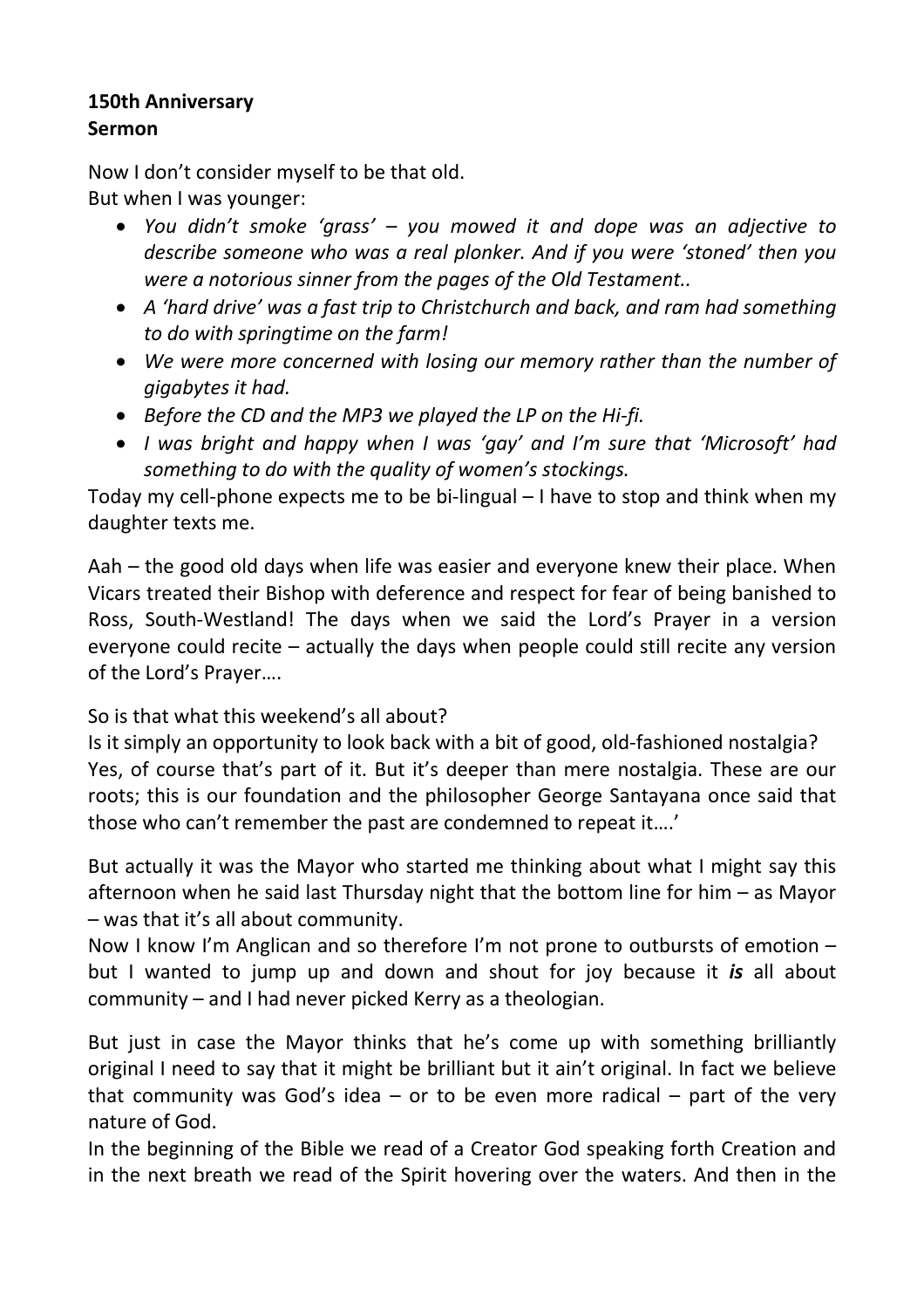**150th Anniversary**
**Sermon**

Now I don't consider myself to be that old.
But when I was younger:

- *You didn't smoke 'grass' – you mowed it and dope was an adjective to describe someone who was a real plonker. And if you were 'stoned' then you were a notorious sinner from the pages of the Old Testament..*
- *A 'hard drive' was a fast trip to Christchurch and back, and ram had something to do with springtime on the farm!*
- *We were more concerned with losing our memory rather than the number of gigabytes it had.*
- *Before the CD and the MP3 we played the LP on the Hi-fi.*
- *I was bright and happy when I was 'gay' and I'm sure that 'Microsoft' had something to do with the quality of women's stockings.*

Today my cell-phone expects me to be bi-lingual – I have to stop and think when my daughter texts me.

Aah – the good old days when life was easier and everyone knew their place. When Vicars treated their Bishop with deference and respect for fear of being banished to Ross, South-Westland! The days when we said the Lord's Prayer in a version everyone could recite – actually the days when people could still recite any version of the Lord's Prayer….

So is that what this weekend's all about?
Is it simply an opportunity to look back with a bit of good, old-fashioned nostalgia?
Yes, of course that's part of it. But it's deeper than mere nostalgia. These are our roots; this is our foundation and the philosopher George Santayana once said that those who can't remember the past are condemned to repeat it….'

But actually it was the Mayor who started me thinking about what I might say this afternoon when he said last Thursday night that the bottom line for him – as Mayor – was that it's all about community.
Now I know I'm Anglican and so therefore I'm not prone to outbursts of emotion – but I wanted to jump up and down and shout for joy because it ***is*** all about community – and I had never picked Kerry as a theologian.

But just in case the Mayor thinks that he's come up with something brilliantly original I need to say that it might be brilliant but it ain't original. In fact we believe that community was God's idea – or to be even more radical – part of the very nature of God.
In the beginning of the Bible we read of a Creator God speaking forth Creation and in the next breath we read of the Spirit hovering over the waters. And then in the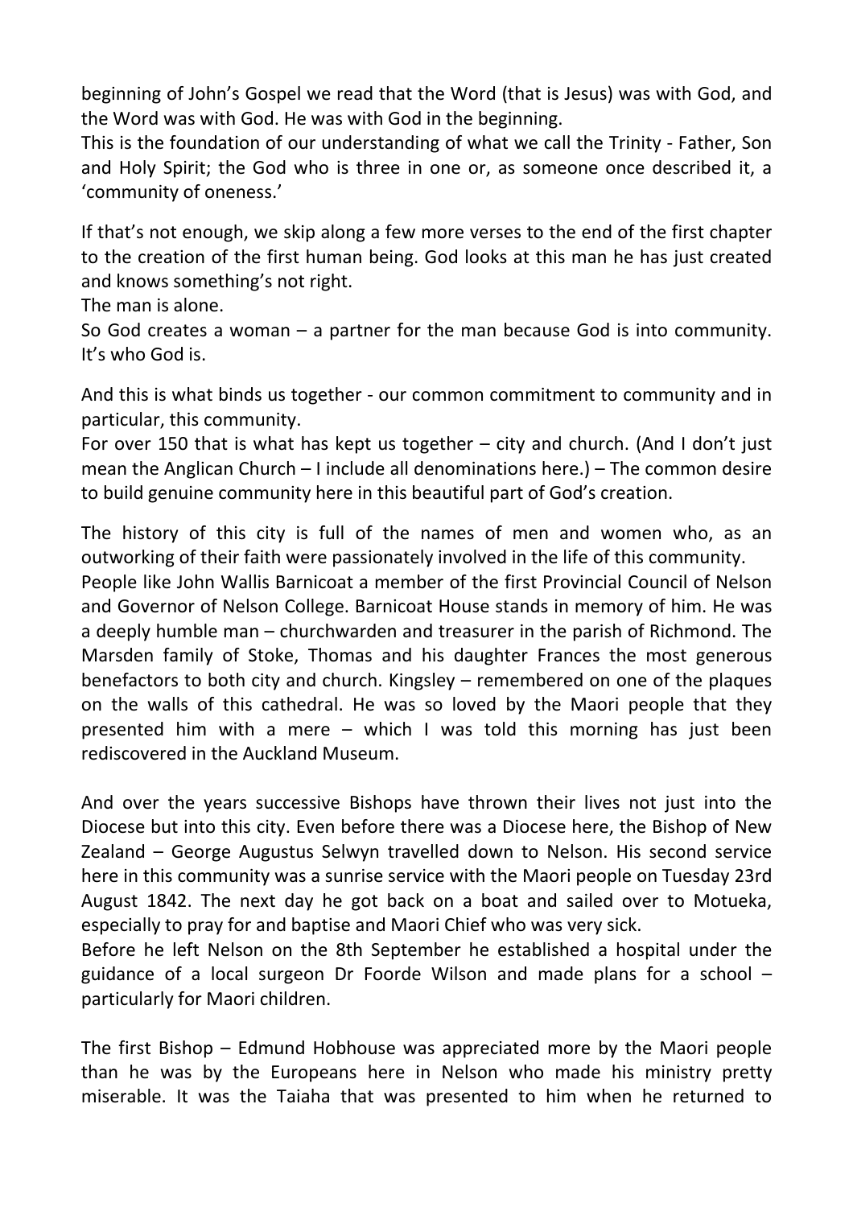beginning of John's Gospel we read that the Word (that is Jesus) was with God, and the Word was with God. He was with God in the beginning.

This is the foundation of our understanding of what we call the Trinity - Father, Son and Holy Spirit; the God who is three in one or, as someone once described it, a 'community of oneness.'

If that's not enough, we skip along a few more verses to the end of the first chapter to the creation of the first human being. God looks at this man he has just created and knows something's not right.

The man is alone.

So God creates a woman – a partner for the man because God is into community. It's who God is.

And this is what binds us together - our common commitment to community and in particular, this community.

For over 150 that is what has kept us together – city and church. (And I don't just mean the Anglican Church – I include all denominations here.) – The common desire to build genuine community here in this beautiful part of God's creation.

The history of this city is full of the names of men and women who, as an outworking of their faith were passionately involved in the life of this community.

People like John Wallis Barnicoat a member of the first Provincial Council of Nelson and Governor of Nelson College. Barnicoat House stands in memory of him. He was a deeply humble man – churchwarden and treasurer in the parish of Richmond. The Marsden family of Stoke, Thomas and his daughter Frances the most generous benefactors to both city and church. Kingsley – remembered on one of the plaques on the walls of this cathedral. He was so loved by the Maori people that they presented him with a mere – which I was told this morning has just been rediscovered in the Auckland Museum.

And over the years successive Bishops have thrown their lives not just into the Diocese but into this city. Even before there was a Diocese here, the Bishop of New Zealand – George Augustus Selwyn travelled down to Nelson. His second service here in this community was a sunrise service with the Maori people on Tuesday 23rd August 1842. The next day he got back on a boat and sailed over to Motueka, especially to pray for and baptise and Maori Chief who was very sick.

Before he left Nelson on the 8th September he established a hospital under the guidance of a local surgeon Dr Foorde Wilson and made plans for a school – particularly for Maori children.

The first Bishop – Edmund Hobhouse was appreciated more by the Maori people than he was by the Europeans here in Nelson who made his ministry pretty miserable. It was the Taiaha that was presented to him when he returned to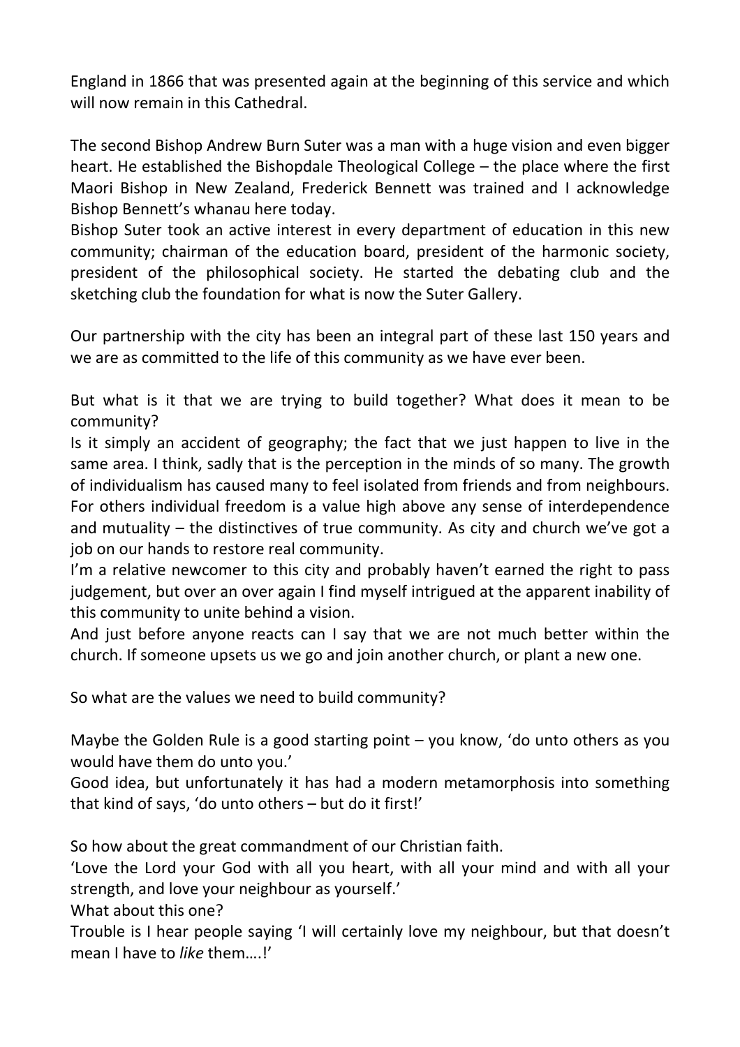England in 1866 that was presented again at the beginning of this service and which will now remain in this Cathedral.

The second Bishop Andrew Burn Suter was a man with a huge vision and even bigger heart. He established the Bishopdale Theological College – the place where the first Maori Bishop in New Zealand, Frederick Bennett was trained and I acknowledge Bishop Bennett's whanau here today.
Bishop Suter took an active interest in every department of education in this new community; chairman of the education board, president of the harmonic society, president of the philosophical society. He started the debating club and the sketching club the foundation for what is now the Suter Gallery.

Our partnership with the city has been an integral part of these last 150 years and we are as committed to the life of this community as we have ever been.

But what is it that we are trying to build together? What does it mean to be community?
Is it simply an accident of geography; the fact that we just happen to live in the same area. I think, sadly that is the perception in the minds of so many. The growth of individualism has caused many to feel isolated from friends and from neighbours. For others individual freedom is a value high above any sense of interdependence and mutuality – the distinctives of true community. As city and church we've got a job on our hands to restore real community.
I'm a relative newcomer to this city and probably haven't earned the right to pass judgement, but over an over again I find myself intrigued at the apparent inability of this community to unite behind a vision.
And just before anyone reacts can I say that we are not much better within the church. If someone upsets us we go and join another church, or plant a new one.

So what are the values we need to build community?

Maybe the Golden Rule is a good starting point – you know, 'do unto others as you would have them do unto you.'
Good idea, but unfortunately it has had a modern metamorphosis into something that kind of says, 'do unto others – but do it first!'

So how about the great commandment of our Christian faith.
'Love the Lord your God with all you heart, with all your mind and with all your strength, and love your neighbour as yourself.'
What about this one?
Trouble is I hear people saying 'I will certainly love my neighbour, but that doesn't mean I have to *like* them….!'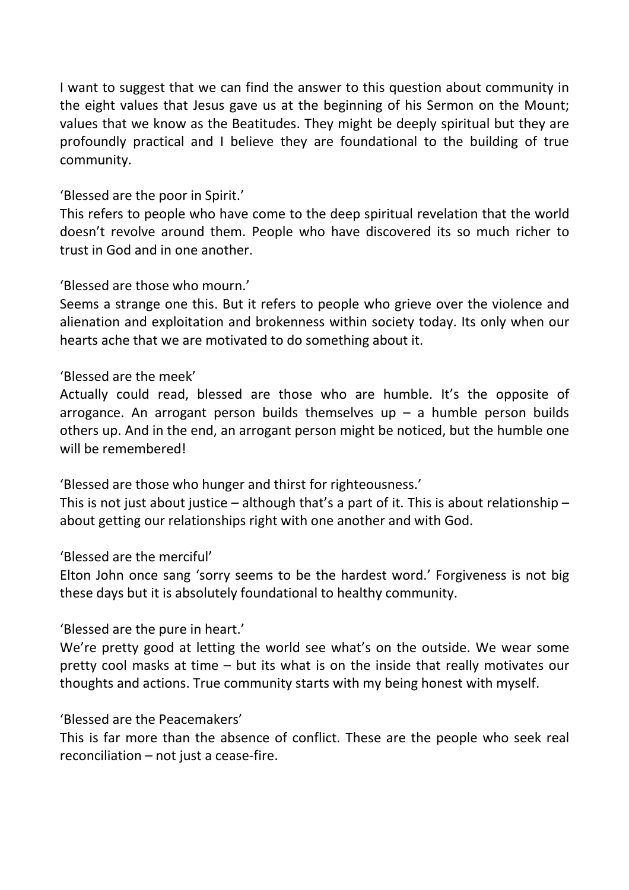I want to suggest that we can find the answer to this question about community in the eight values that Jesus gave us at the beginning of his Sermon on the Mount; values that we know as the Beatitudes. They might be deeply spiritual but they are profoundly practical and I believe they are foundational to the building of true community.

'Blessed are the poor in Spirit.'
This refers to people who have come to the deep spiritual revelation that the world doesn't revolve around them. People who have discovered its so much richer to trust in God and in one another.

'Blessed are those who mourn.'
Seems a strange one this. But it refers to people who grieve over the violence and alienation and exploitation and brokenness within society today. Its only when our hearts ache that we are motivated to do something about it.

'Blessed are the meek'
Actually could read, blessed are those who are humble. It's the opposite of arrogance. An arrogant person builds themselves up – a humble person builds others up. And in the end, an arrogant person might be noticed, but the humble one will be remembered!

'Blessed are those who hunger and thirst for righteousness.'
This is not just about justice – although that's a part of it. This is about relationship – about getting our relationships right with one another and with God.

'Blessed are the merciful'
Elton John once sang 'sorry seems to be the hardest word.' Forgiveness is not big these days but it is absolutely foundational to healthy community.

'Blessed are the pure in heart.'
We're pretty good at letting the world see what's on the outside. We wear some pretty cool masks at time – but its what is on the inside that really motivates our thoughts and actions. True community starts with my being honest with myself.

'Blessed are the Peacemakers'
This is far more than the absence of conflict. These are the people who seek real reconciliation – not just a cease-fire.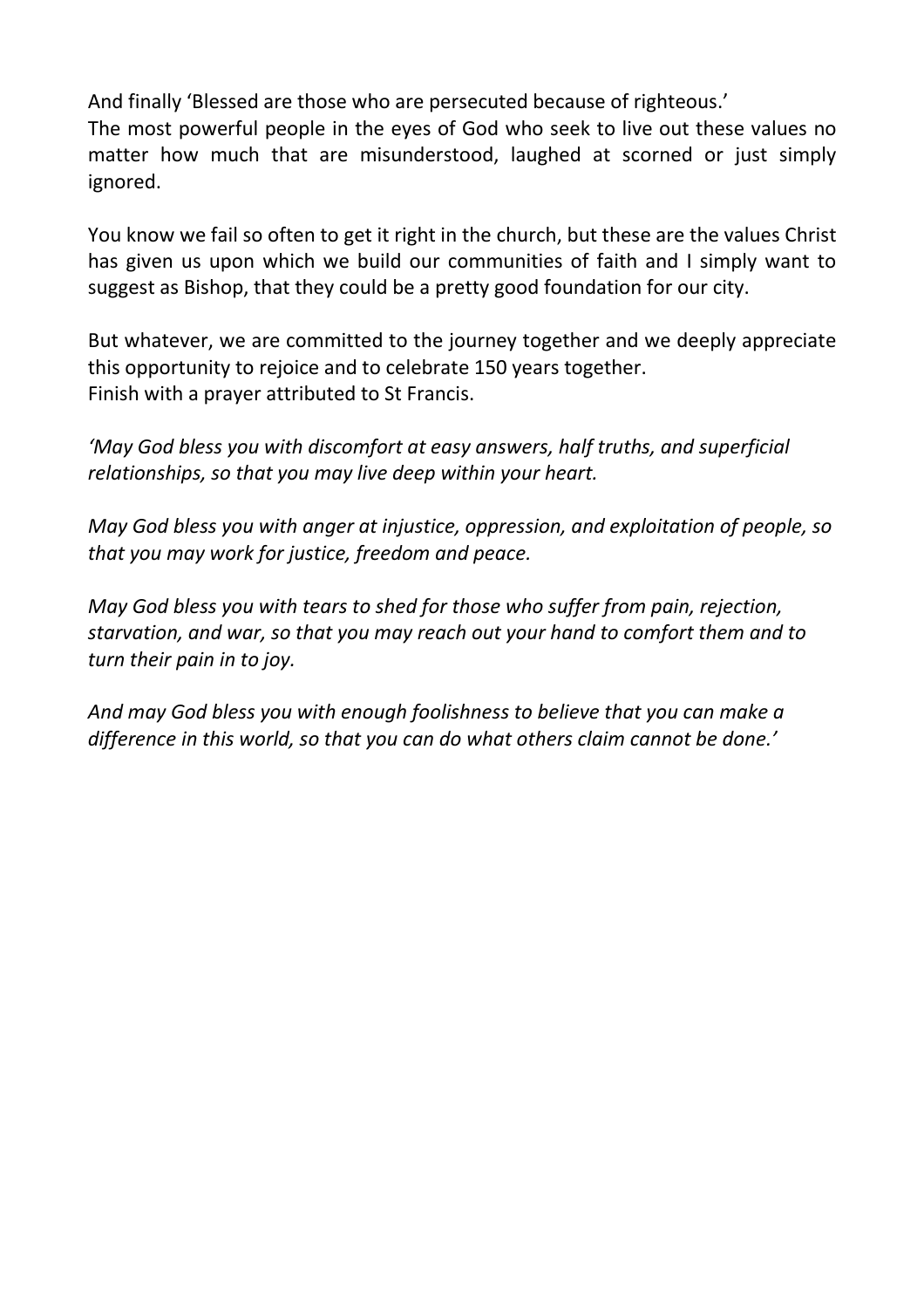And finally 'Blessed are those who are persecuted because of righteous.'
The most powerful people in the eyes of God who seek to live out these values no matter how much that are misunderstood, laughed at scorned or just simply ignored.

You know we fail so often to get it right in the church, but these are the values Christ has given us upon which we build our communities of faith and I simply want to suggest as Bishop, that they could be a pretty good foundation for our city.

But whatever, we are committed to the journey together and we deeply appreciate this opportunity to rejoice and to celebrate 150 years together.
Finish with a prayer attributed to St Francis.

*'May God bless you with discomfort at easy answers, half truths, and superficial relationships, so that you may live deep within your heart.*

*May God bless you with anger at injustice, oppression, and exploitation of people, so that you may work for justice, freedom and peace.*

*May God bless you with tears to shed for those who suffer from pain, rejection, starvation, and war, so that you may reach out your hand to comfort them and to turn their pain in to joy.*

*And may God bless you with enough foolishness to believe that you can make a difference in this world, so that you can do what others claim cannot be done.'*